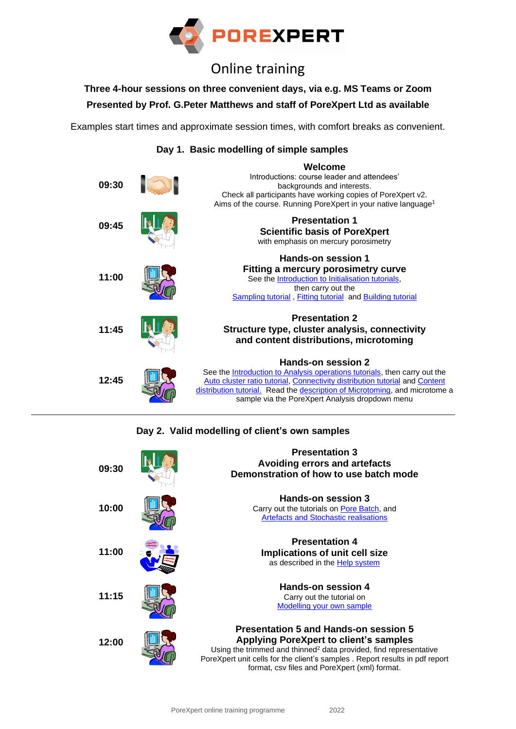# POREXPERT

## Online training

**Three 4-hour sessions on three convenient days, via e.g. MS Teams or Zoom**

**Presented by Prof. G.Peter Matthews and staff of PoreXpert Ltd as available**

Examples start times and approximate session times, with comfort breaks as convenient.

### Day 1. Basic modelling of simple samples

**09:30**

**Welcome**
Introductions: course leader and attendees' backgrounds and interests.
Check all participants have working copies of PoreXpert v2.
Aims of the course. Running PoreXpert in your native language[1]

**09:45**

**Presentation 1**
**Scientific basis of PoreXpert**
with emphasis on mercury porosimetry

**11:00**

**Hands-on session 1**
**Fitting a mercury porosimetry curve**
See the Introduction to Initialisation tutorials, then carry out the Sampling tutorial , Fitting tutorial and Building tutorial

**11:45**

**Presentation 2**
**Structure type, cluster analysis, connectivity and content distributions, microtoming**

**12:45**

**Hands-on session 2**
See the Introduction to Analysis operations tutorials, then carry out the Auto cluster ratio tutorial, Connectivity distribution tutorial and Content distribution tutorial. Read the description of Microtoming, and microtome a sample via the PoreXpert Analysis dropdown menu

---

### Day 2. Valid modelling of client's own samples

**09:30**

**Presentation 3**
**Avoiding errors and artefacts**
**Demonstration of how to use batch mode**

**10:00**

**Hands-on session 3**
Carry out the tutorials on Pore Batch, and Artefacts and Stochastic realisations

**11:00**

**Presentation 4**
**Implications of unit cell size**
as described in the Help system

**11:15**

**Hands-on session 4**
Carry out the tutorial on Modelling your own sample

**12:00**

**Presentation 5 and Hands-on session 5**
**Applying PoreXpert to client's samples**
Using the trimmed and thinned[2] data provided, find representative PoreXpert unit cells for the client's samples . Report results in pdf report format, csv files and PoreXpert (xml) format.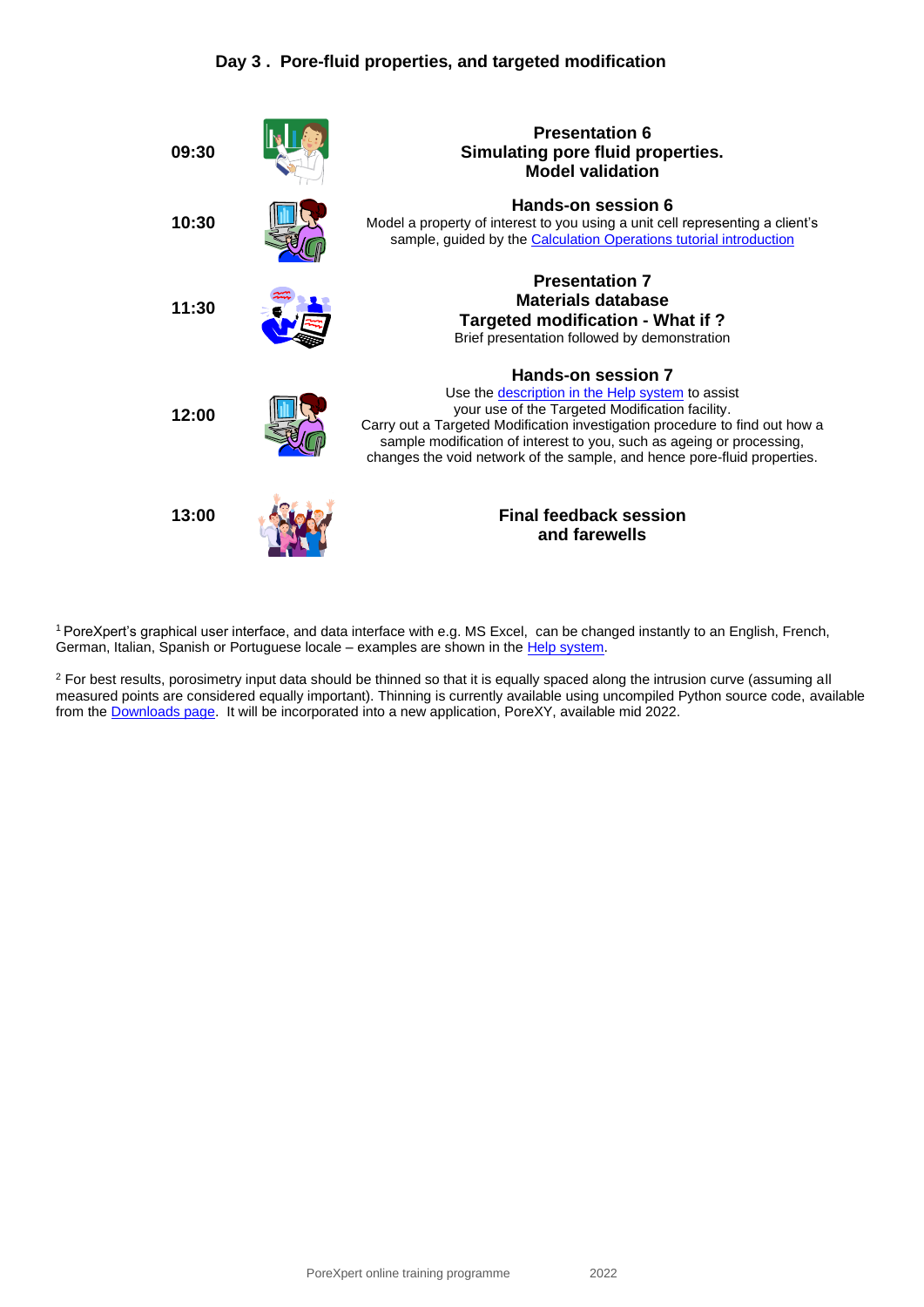## Day 3 . Pore-fluid properties, and targeted modification

| | |
|---|---|
| **09:30** | **Presentation 6**<br>**Simulating pore fluid properties.**<br>**Model validation** |
| **10:30** | **Hands-on session 6**<br>Model a property of interest to you using a unit cell representing a client's sample, guided by the Calculation Operations tutorial introduction |
| **11:30** | **Presentation 7**<br>**Materials database**<br>**Targeted modification - What if ?**<br>Brief presentation followed by demonstration |
| **12:00** | **Hands-on session 7**<br>Use the description in the Help system to assist your use of the Targeted Modification facility.<br>Carry out a Targeted Modification investigation procedure to find out how a sample modification of interest to you, such as ageing or processing, changes the void network of the sample, and hence pore-fluid properties. |
| **13:00** | **Final feedback session**<br>**and farewells** |

[1] PoreXpert's graphical user interface, and data interface with e.g. MS Excel, can be changed instantly to an English, French, German, Italian, Spanish or Portuguese locale – examples are shown in the Help system.

[2] For best results, porosimetry input data should be thinned so that it is equally spaced along the intrusion curve (assuming all measured points are considered equally important). Thinning is currently available using uncompiled Python source code, available from the Downloads page. It will be incorporated into a new application, PoreXY, available mid 2022.